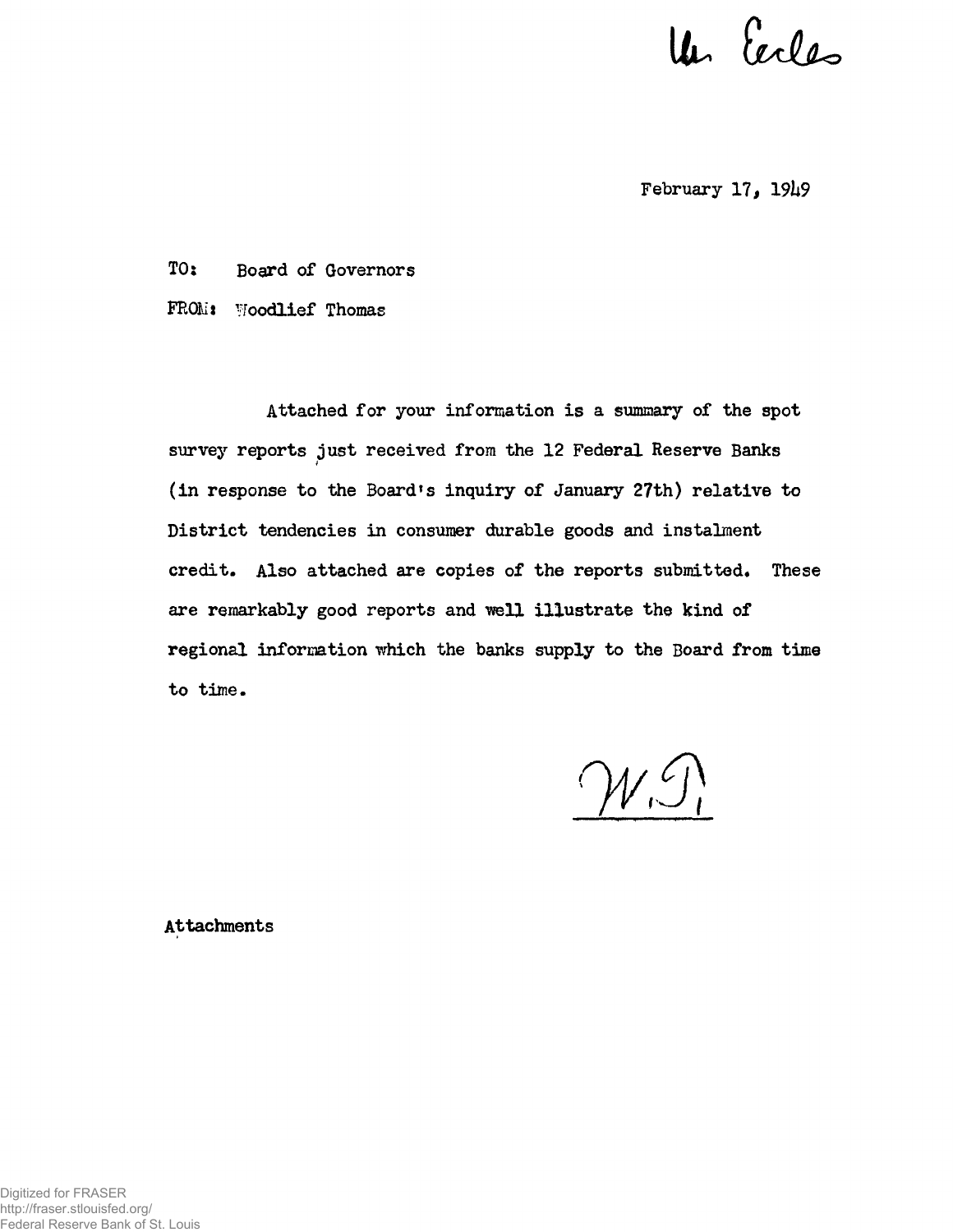Mr. Eccles

February 17, 1949

TO: Board of Governors

FROM: Woodlief Thomas

Attached for your information is a summary of the spot survey reports just received from the 12 Federal Reserve Banks (in response to the Board's inquiry of January 27th) relative to District tendencies in consumer durable goods and instalment credit. Also attached are copies of the reports submitted. These are remarkably good reports and well illustrate the kind of regional information which the banks supply to the Board from time to time.

W.T.

Attachments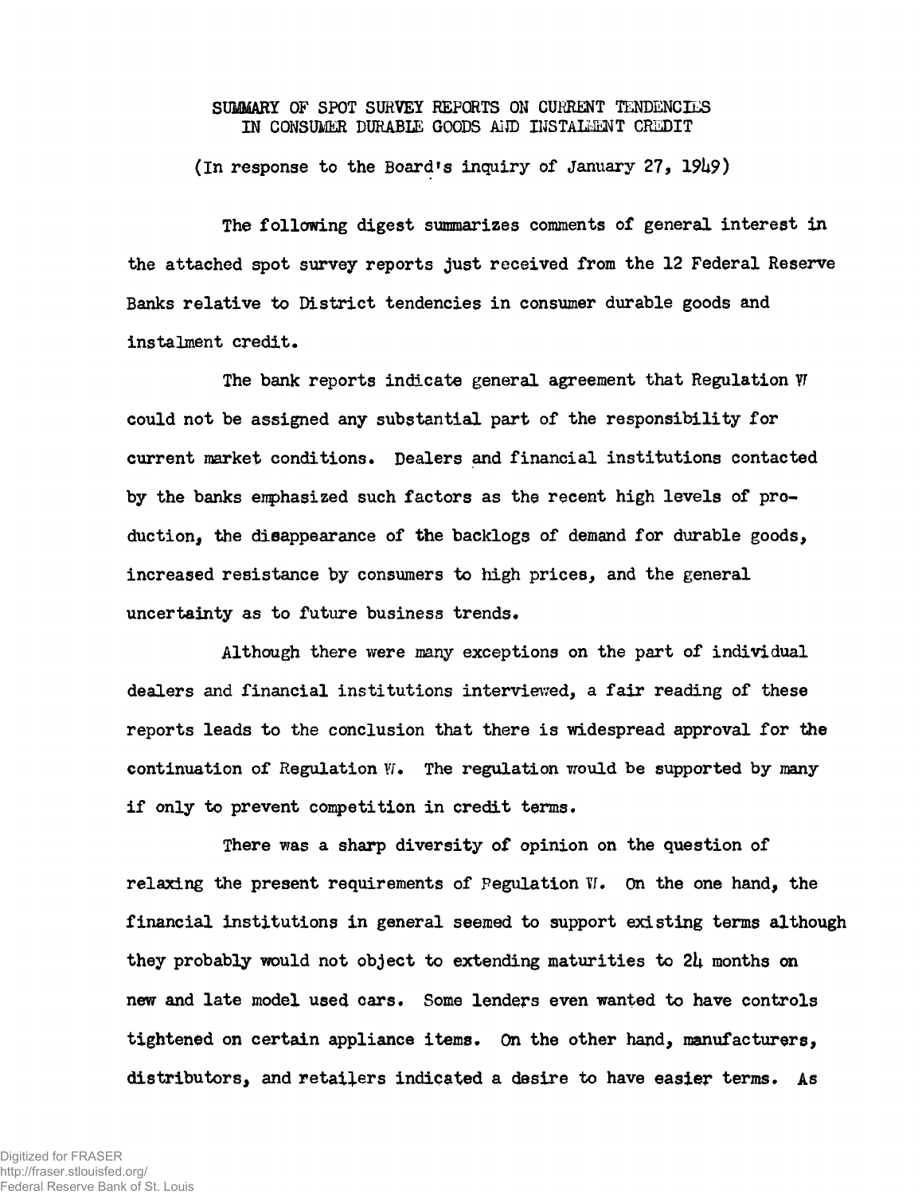# SUMMARY OF SPOT SURVEY REPORTS ON CURRENT TENDENCIES IN CONSUMER DURABLE GOODS AND INSTALMENT CREDIT

(In response to the Board's inquiry of January 27, 1949)

The following digest summarizes comments of general interest in the attached spot survey reports just received from the 12 Federal Reserve Banks relative to District tendencies in consumer durable goods and instalment credit.

The bank reports indicate general agreement that Regulation W could not be assigned any substantial part of the responsibility for current market conditions. Dealers and financial institutions contacted by the banks emphasized such factors as the recent high levels of production, the disappearance of the backlogs of demand for durable goods, increased resistance by consumers to high prices, and the general uncertainty as to future business trends.

Although there were many exceptions on the part of individual dealers and financial institutions interviewed, a fair reading of these reports leads to the conclusion that there is widespread approval for the continuation of Regulation W. The regulation would be supported by many if only to prevent competition in credit terms.

There was a sharp diversity of opinion on the question of relaxing the present requirements of Regulation W. On the one hand, the financial institutions in general seemed to support existing terms although they probably would not object to extending maturities to 24 months on new and late model used cars. Some lenders even wanted to have controls tightened on certain appliance items. On the other hand, manufacturers, distributors, and retailers indicated a desire to have easier terms. As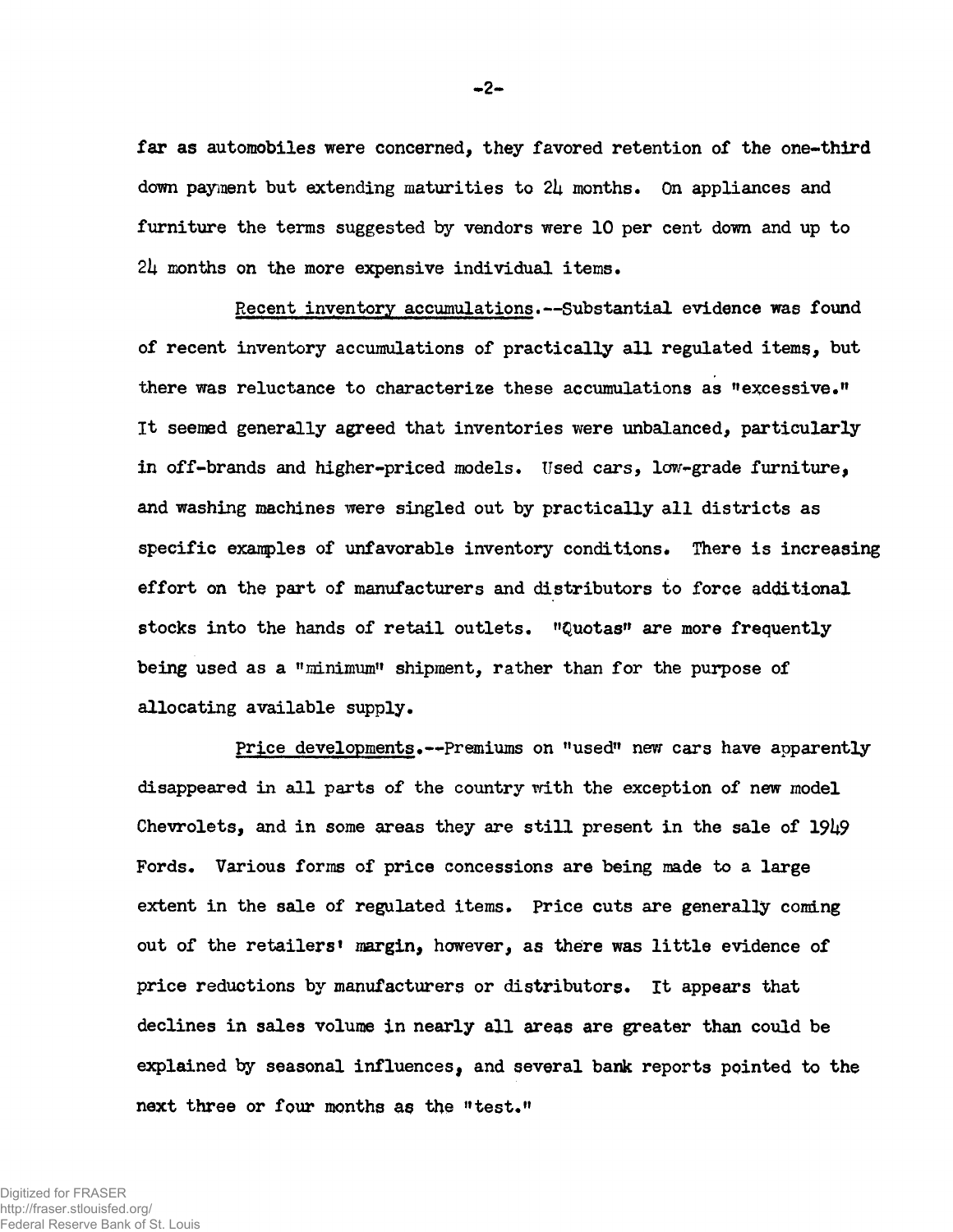far as automobiles were concerned, they favored retention of the one-third down payment but extending maturities to 24 months. On appliances and furniture the terms suggested by vendors were 10 per cent down and up to 24 months on the more expensive individual items.

Recent inventory accumulations.--Substantial evidence was found of recent inventory accumulations of practically all regulated items, but there was reluctance to characterize these accumulations as "excessive." It seemed generally agreed that inventories were unbalanced, particularly in off-brands and higher-priced models. Used cars, low-grade furniture, and washing machines were singled out by practically all districts as specific examples of unfavorable inventory conditions. There is increasing effort on the part of manufacturers and distributors to force additional stocks into the hands of retail outlets. "Quotas" are more frequently being used as a "minimum" shipment, rather than for the purpose of allocating available supply.

Price developments.--Premiums on "used" new cars have apparently disappeared in all parts of the country with the exception of new model Chevrolets, and in some areas they are still present in the sale of 1949 Fords. Various forms of price concessions are being made to a large extent in the sale of regulated items. Price cuts are generally coming out of the retailers' margin, however, as there was little evidence of price reductions by manufacturers or distributors. It appears that declines in sales volume in nearly all areas are greater than could be explained by seasonal influences, and several bank reports pointed to the next three or four months as the "test."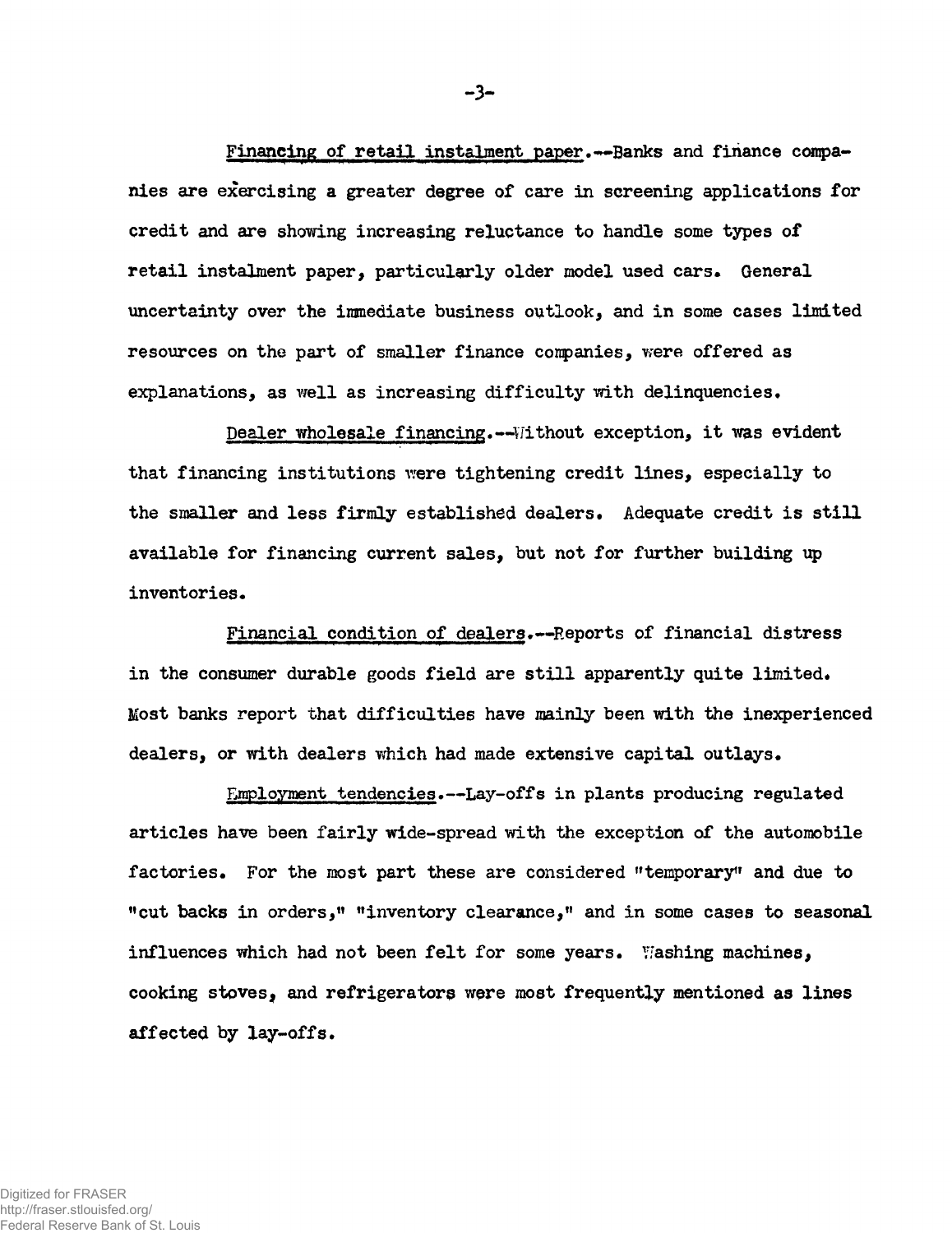Financing of retail instalment paper.--Banks and finance companies are exercising a greater degree of care in screening applications for credit and are showing increasing reluctance to handle some types of retail instalment paper, particularly older model used cars. General uncertainty over the immediate business outlook, and in some cases limited resources on the part of smaller finance companies, were offered as explanations, as well as increasing difficulty with delinquencies.

Dealer wholesale financing.--Without exception, it was evident that financing institutions were tightening credit lines, especially to the smaller and less firmly established dealers. Adequate credit is still available for financing current sales, but not for further building up inventories.

Financial condition of dealers.--Reports of financial distress in the consumer durable goods field are still apparently quite limited. Most banks report that difficulties have mainly been with the inexperienced dealers, or with dealers which had made extensive capital outlays.

Employment tendencies.--Lay-offs in plants producing regulated articles have been fairly wide-spread with the exception of the automobile factories. For the most part these are considered "temporary" and due to "cut backs in orders," "inventory clearance," and in some cases to seasonal influences which had not been felt for some years. Washing machines, cooking stoves, and refrigerators were most frequently mentioned as lines affected by lay-offs.